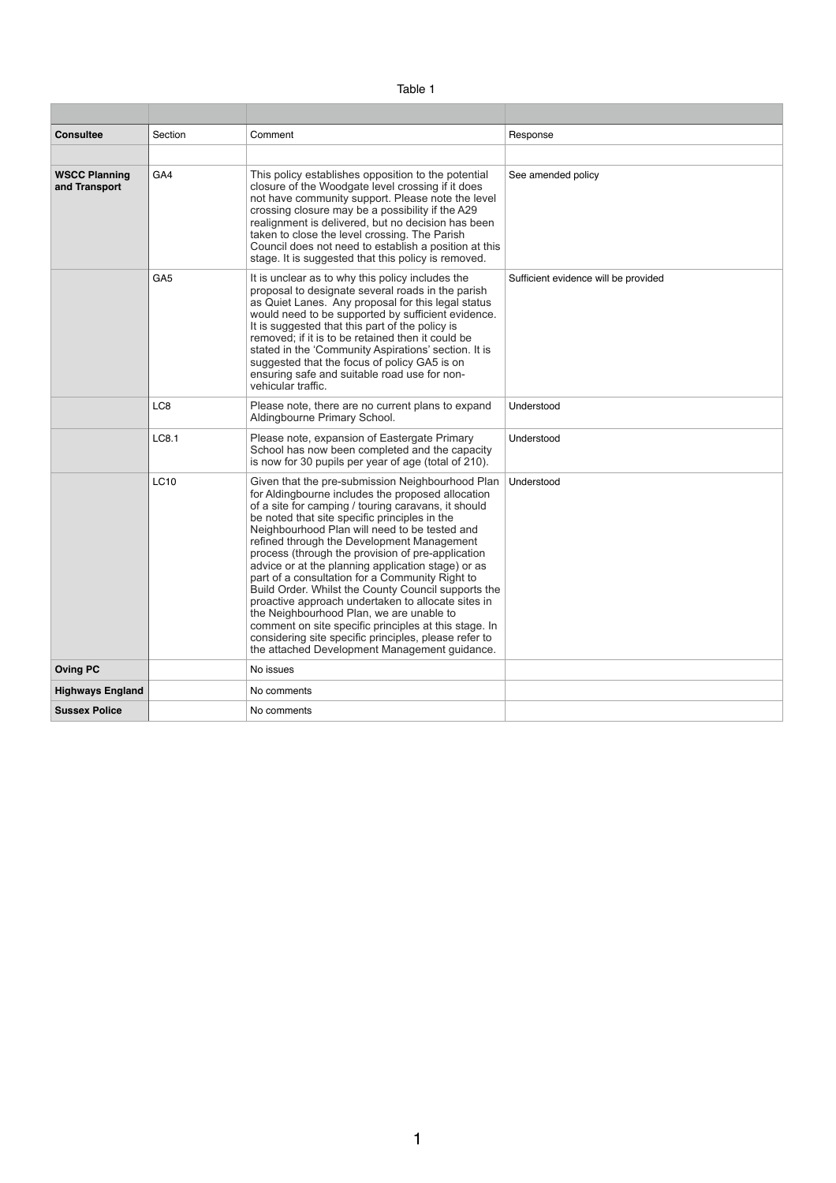Table 1

| | | | |
|---|---|---|---|
| **Consultee** | Section | Comment | Response |
| | | | |
| **WSCC Planning and Transport** | GA4 | This policy establishes opposition to the potential closure of the Woodgate level crossing if it does not have community support. Please note the level crossing closure may be a possibility if the A29 realignment is delivered, but no decision has been taken to close the level crossing. The Parish Council does not need to establish a position at this stage. It is suggested that this policy is removed. | See amended policy |
| | GA5 | It is unclear as to why this policy includes the proposal to designate several roads in the parish as Quiet Lanes. Any proposal for this legal status would need to be supported by sufficient evidence. It is suggested that this part of the policy is removed; if it is to be retained then it could be stated in the 'Community Aspirations' section. It is suggested that the focus of policy GA5 is on ensuring safe and suitable road use for non-vehicular traffic. | Sufficient evidence will be provided |
| | LC8 | Please note, there are no current plans to expand Aldingbourne Primary School. | Understood |
| | LC8.1 | Please note, expansion of Eastergate Primary School has now been completed and the capacity is now for 30 pupils per year of age (total of 210). | Understood |
| | LC10 | Given that the pre-submission Neighbourhood Plan for Aldingbourne includes the proposed allocation of a site for camping / touring caravans, it should be noted that site specific principles in the Neighbourhood Plan will need to be tested and refined through the Development Management process (through the provision of pre-application advice or at the planning application stage) or as part of a consultation for a Community Right to Build Order. Whilst the County Council supports the proactive approach undertaken to allocate sites in the Neighbourhood Plan, we are unable to comment on site specific principles at this stage. In considering site specific principles, please refer to the attached Development Management guidance. | Understood |
| **Oving PC** | | No issues | |
| **Highways England** | | No comments | |
| **Sussex Police** | | No comments | |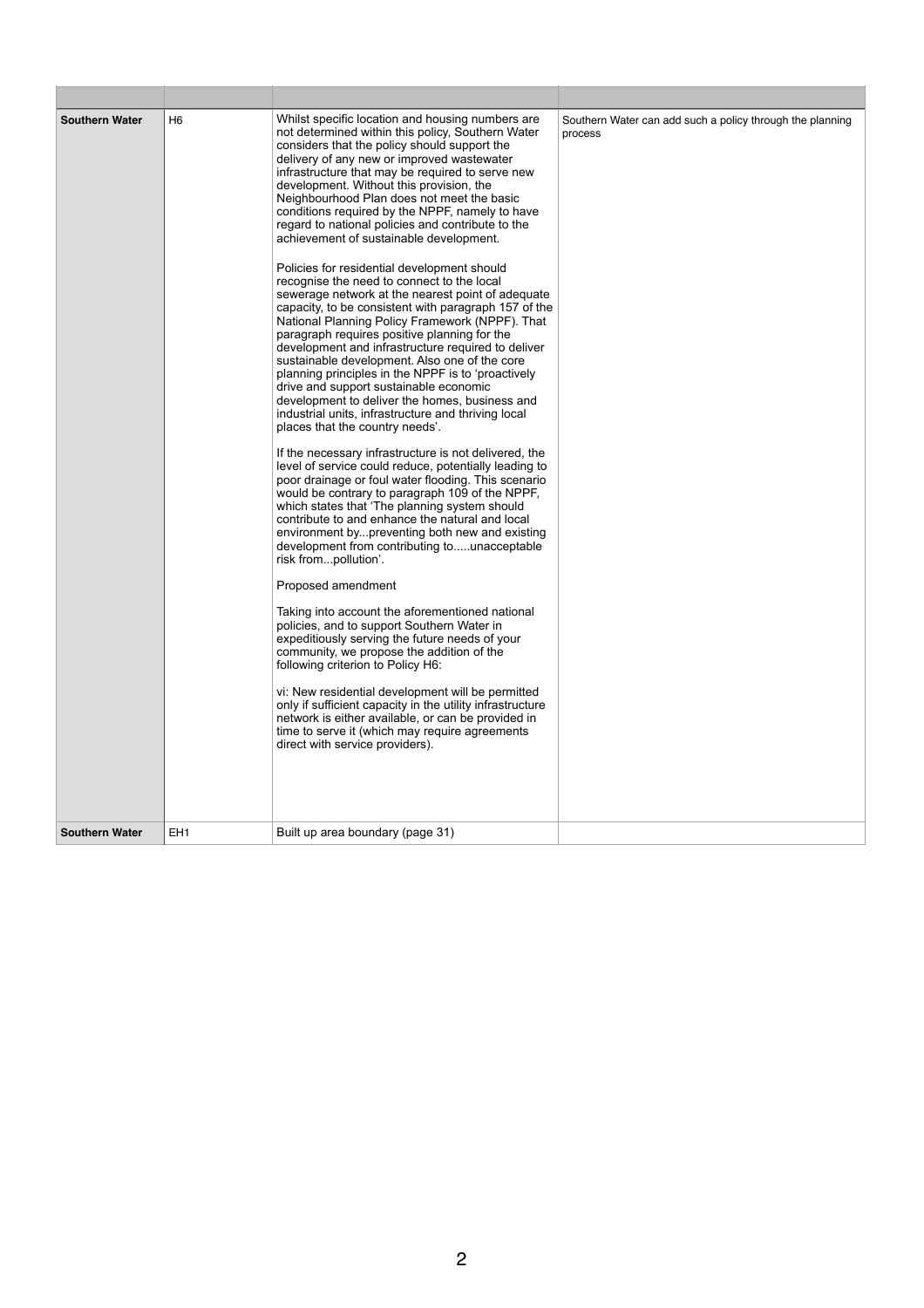| | | | |
|---|---|---|---|
| **Southern Water** | H6 | Whilst specific location and housing numbers are not determined within this policy, Southern Water considers that the policy should support the delivery of any new or improved wastewater infrastructure that may be required to serve new development. Without this provision, the Neighbourhood Plan does not meet the basic conditions required by the NPPF, namely to have regard to national policies and contribute to the achievement of sustainable development.<br><br>Policies for residential development should recognise the need to connect to the local sewerage network at the nearest point of adequate capacity, to be consistent with paragraph 157 of the National Planning Policy Framework (NPPF). That paragraph requires positive planning for the development and infrastructure required to deliver sustainable development. Also one of the core planning principles in the NPPF is to 'proactively drive and support sustainable economic development to deliver the homes, business and industrial units, infrastructure and thriving local places that the country needs'.<br><br>If the necessary infrastructure is not delivered, the level of service could reduce, potentially leading to poor drainage or foul water flooding. This scenario would be contrary to paragraph 109 of the NPPF, which states that 'The planning system should contribute to and enhance the natural and local environment by...preventing both new and existing development from contributing to.....unacceptable risk from...pollution'.<br><br>Proposed amendment<br><br>Taking into account the aforementioned national policies, and to support Southern Water in expeditiously serving the future needs of your community, we propose the addition of the following criterion to Policy H6:<br><br>vi: New residential development will be permitted only if sufficient capacity in the utility infrastructure network is either available, or can be provided in time to serve it (which may require agreements direct with service providers). | Southern Water can add such a policy through the planning process |
| **Southern Water** | EH1 | Built up area boundary (page 31) | |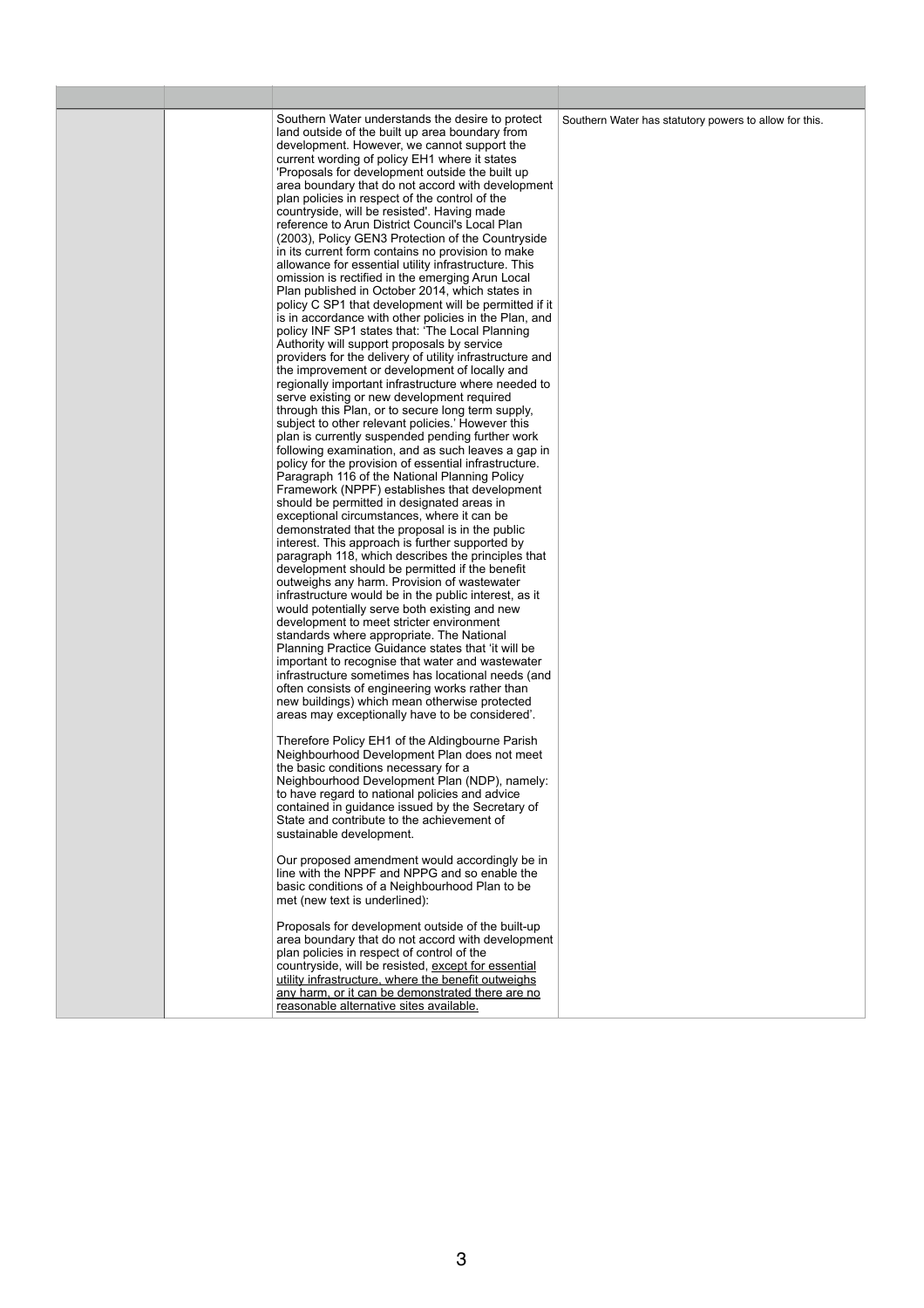| | | | |
|---|---|---|---|
| | | Southern Water understands the desire to protect land outside of the built up area boundary from development. However, we cannot support the current wording of policy EH1 where it states 'Proposals for development outside the built up area boundary that do not accord with development plan policies in respect of the control of the countryside, will be resisted'. Having made reference to Arun District Council's Local Plan (2003), Policy GEN3 Protection of the Countryside in its current form contains no provision to make allowance for essential utility infrastructure. This omission is rectified in the emerging Arun Local Plan published in October 2014, which states in policy C SP1 that development will be permitted if it is in accordance with other policies in the Plan, and policy INF SP1 states that: 'The Local Planning Authority will support proposals by service providers for the delivery of utility infrastructure and the improvement or development of locally and regionally important infrastructure where needed to serve existing or new development required through this Plan, or to secure long term supply, subject to other relevant policies.' However this plan is currently suspended pending further work following examination, and as such leaves a gap in policy for the provision of essential infrastructure. Paragraph 116 of the National Planning Policy Framework (NPPF) establishes that development should be permitted in designated areas in exceptional circumstances, where it can be demonstrated that the proposal is in the public interest. This approach is further supported by paragraph 118, which describes the principles that development should be permitted if the benefit outweighs any harm. Provision of wastewater infrastructure would be in the public interest, as it would potentially serve both existing and new development to meet stricter environment standards where appropriate. The National Planning Practice Guidance states that 'it will be important to recognise that water and wastewater infrastructure sometimes has locational needs (and often consists of engineering works rather than new buildings) which mean otherwise protected areas may exceptionally have to be considered'.<br><br>Therefore Policy EH1 of the Aldingbourne Parish Neighbourhood Development Plan does not meet the basic conditions necessary for a Neighbourhood Development Plan (NDP), namely: to have regard to national policies and advice contained in guidance issued by the Secretary of State and contribute to the achievement of sustainable development.<br><br>Our proposed amendment would accordingly be in line with the NPPF and NPPG and so enable the basic conditions of a Neighbourhood Plan to be met (new text is underlined):<br><br>Proposals for development outside of the built-up area boundary that do not accord with development plan policies in respect of control of the countryside, will be resisted, <u>except for essential utility infrastructure, where the benefit outweighs any harm, or it can be demonstrated there are no reasonable alternative sites available.</u> | Southern Water has statutory powers to allow for this. |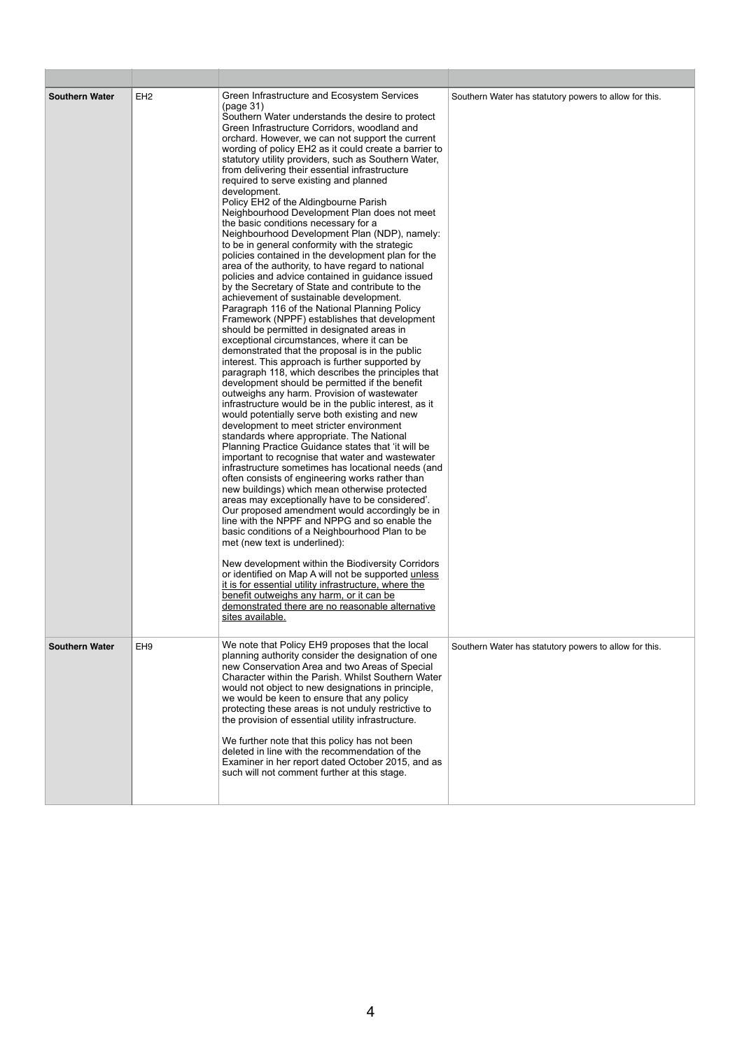| | | | |
|---|---|---|---|
| **Southern Water** | EH2 | Green Infrastructure and Ecosystem Services (page 31)<br>Southern Water understands the desire to protect Green Infrastructure Corridors, woodland and orchard. However, we can not support the current wording of policy EH2 as it could create a barrier to statutory utility providers, such as Southern Water, from delivering their essential infrastructure required to serve existing and planned development.<br>Policy EH2 of the Aldingbourne Parish Neighbourhood Development Plan does not meet the basic conditions necessary for a Neighbourhood Development Plan (NDP), namely: to be in general conformity with the strategic policies contained in the development plan for the area of the authority, to have regard to national policies and advice contained in guidance issued by the Secretary of State and contribute to the achievement of sustainable development.<br>Paragraph 116 of the National Planning Policy Framework (NPPF) establishes that development should be permitted in designated areas in exceptional circumstances, where it can be demonstrated that the proposal is in the public interest. This approach is further supported by paragraph 118, which describes the principles that development should be permitted if the benefit outweighs any harm. Provision of wastewater infrastructure would be in the public interest, as it would potentially serve both existing and new development to meet stricter environment standards where appropriate. The National Planning Practice Guidance states that 'it will be important to recognise that water and wastewater infrastructure sometimes has locational needs (and often consists of engineering works rather than new buildings) which mean otherwise protected areas may exceptionally have to be considered'. Our proposed amendment would accordingly be in line with the NPPF and NPPG and so enable the basic conditions of a Neighbourhood Plan to be met (new text is underlined):<br><br>New development within the Biodiversity Corridors or identified on Map A will not be supported <u>unless it is for essential utility infrastructure, where the benefit outweighs any harm, or it can be demonstrated there are no reasonable alternative sites available.</u> | Southern Water has statutory powers to allow for this. |
| **Southern Water** | EH9 | We note that Policy EH9 proposes that the local planning authority consider the designation of one new Conservation Area and two Areas of Special Character within the Parish. Whilst Southern Water would not object to new designations in principle, we would be keen to ensure that any policy protecting these areas is not unduly restrictive to the provision of essential utility infrastructure.<br><br>We further note that this policy has not been deleted in line with the recommendation of the Examiner in her report dated October 2015, and as such will not comment further at this stage. | Southern Water has statutory powers to allow for this. |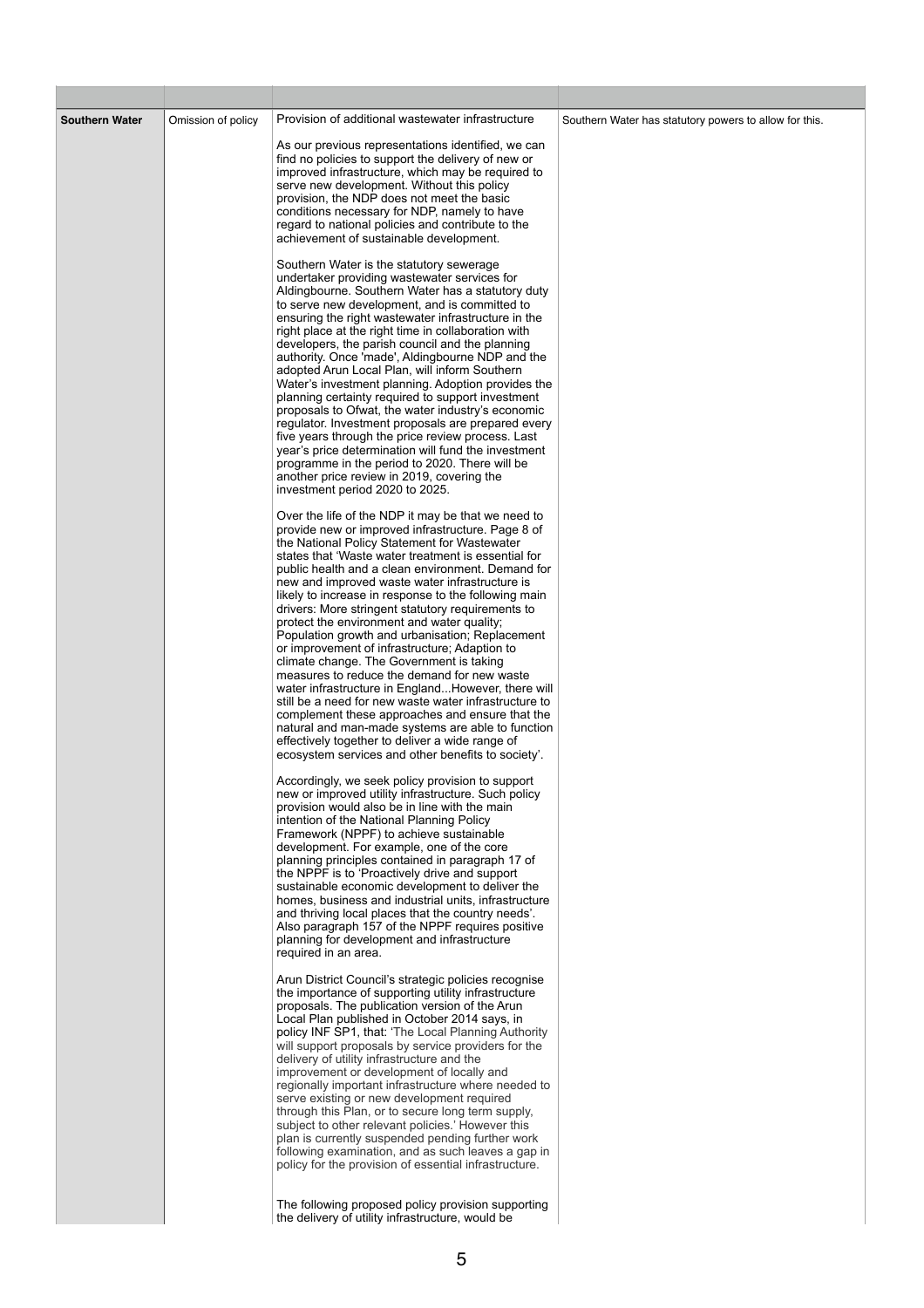| | | | |
|---|---|---|---|
| **Southern Water** | Omission of policy | Provision of additional wastewater infrastructure<br><br>As our previous representations identified, we can find no policies to support the delivery of new or improved infrastructure, which may be required to serve new development. Without this policy provision, the NDP does not meet the basic conditions necessary for NDP, namely to have regard to national policies and contribute to the achievement of sustainable development.<br><br>Southern Water is the statutory sewerage undertaker providing wastewater services for Aldingbourne. Southern Water has a statutory duty to serve new development, and is committed to ensuring the right wastewater infrastructure in the right place at the right time in collaboration with developers, the parish council and the planning authority. Once 'made', Aldingbourne NDP and the adopted Arun Local Plan, will inform Southern Water's investment planning. Adoption provides the planning certainty required to support investment proposals to Ofwat, the water industry's economic regulator. Investment proposals are prepared every five years through the price review process. Last year's price determination will fund the investment programme in the period to 2020. There will be another price review in 2019, covering the investment period 2020 to 2025.<br><br>Over the life of the NDP it may be that we need to provide new or improved infrastructure. Page 8 of the National Policy Statement for Wastewater states that 'Waste water treatment is essential for public health and a clean environment. Demand for new and improved waste water infrastructure is likely to increase in response to the following main drivers: More stringent statutory requirements to protect the environment and water quality; Population growth and urbanisation; Replacement or improvement of infrastructure; Adaption to climate change. The Government is taking measures to reduce the demand for new waste water infrastructure in England...However, there will still be a need for new waste water infrastructure to complement these approaches and ensure that the natural and man-made systems are able to function effectively together to deliver a wide range of ecosystem services and other benefits to society'.<br><br>Accordingly, we seek policy provision to support new or improved utility infrastructure. Such policy provision would also be in line with the main intention of the National Planning Policy Framework (NPPF) to achieve sustainable development. For example, one of the core planning principles contained in paragraph 17 of the NPPF is to 'Proactively drive and support sustainable economic development to deliver the homes, business and industrial units, infrastructure and thriving local places that the country needs'. Also paragraph 157 of the NPPF requires positive planning for development and infrastructure required in an area.<br><br>Arun District Council's strategic policies recognise the importance of supporting utility infrastructure proposals. The publication version of the Arun Local Plan published in October 2014 says, in policy INF SP1, that: 'The Local Planning Authority will support proposals by service providers for the delivery of utility infrastructure and the improvement or development of locally and regionally important infrastructure where needed to serve existing or new development required through this Plan, or to secure long term supply, subject to other relevant policies.' However this plan is currently suspended pending further work following examination, and as such leaves a gap in policy for the provision of essential infrastructure.<br><br>The following proposed policy provision supporting the delivery of utility infrastructure, would be | Southern Water has statutory powers to allow for this. |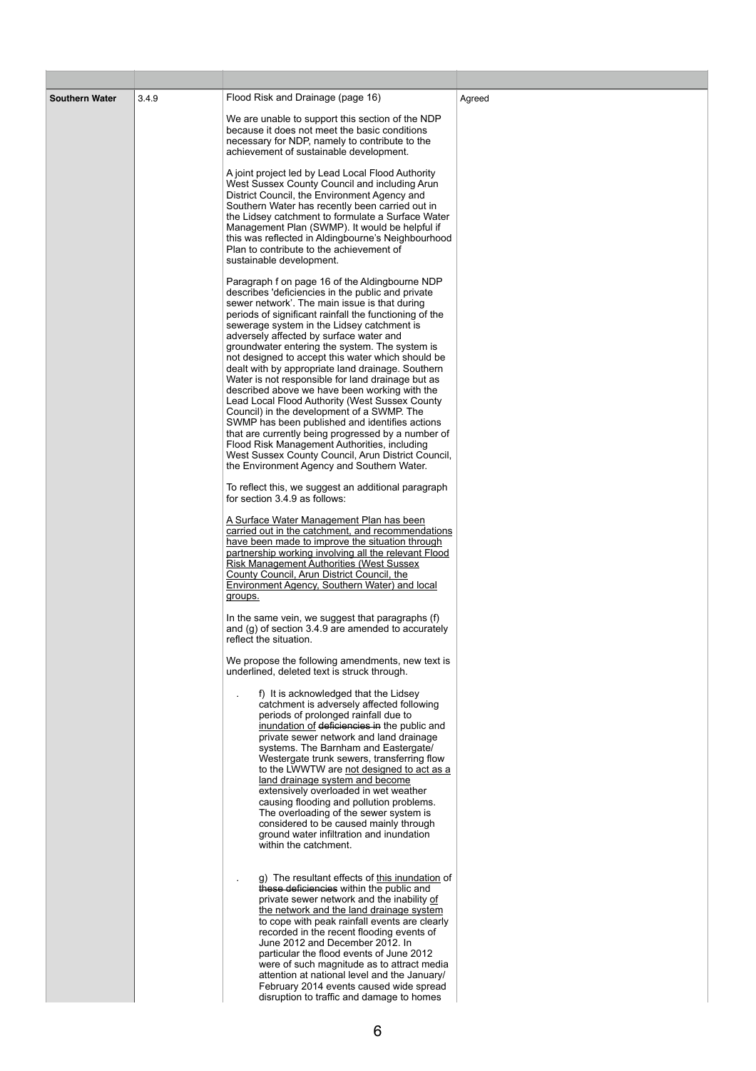| | | | |
|---|---|---|---|
| **Southern Water** | 3.4.9 | Flood Risk and Drainage (page 16)<br><br>We are unable to support this section of the NDP because it does not meet the basic conditions necessary for NDP, namely to contribute to the achievement of sustainable development.<br><br>A joint project led by Lead Local Flood Authority West Sussex County Council and including Arun District Council, the Environment Agency and Southern Water has recently been carried out in the Lidsey catchment to formulate a Surface Water Management Plan (SWMP). It would be helpful if this was reflected in Aldingbourne's Neighbourhood Plan to contribute to the achievement of sustainable development.<br><br>Paragraph f on page 16 of the Aldingbourne NDP describes 'deficiencies in the public and private sewer network'. The main issue is that during periods of significant rainfall the functioning of the sewerage system in the Lidsey catchment is adversely affected by surface water and groundwater entering the system. The system is not designed to accept this water which should be dealt with by appropriate land drainage. Southern Water is not responsible for land drainage but as described above we have been working with the Lead Local Flood Authority (West Sussex County Council) in the development of a SWMP. The SWMP has been published and identifies actions that are currently being progressed by a number of Flood Risk Management Authorities, including West Sussex County Council, Arun District Council, the Environment Agency and Southern Water.<br><br>To reflect this, we suggest an additional paragraph for section 3.4.9 as follows:<br><br><u>A Surface Water Management Plan has been carried out in the catchment, and recommendations have been made to improve the situation through partnership working involving all the relevant Flood Risk Management Authorities (West Sussex County Council, Arun District Council, the Environment Agency, Southern Water) and local groups.</u><br><br>In the same vein, we suggest that paragraphs (f) and (g) of section 3.4.9 are amended to accurately reflect the situation.<br><br>We propose the following amendments, new text is underlined, deleted text is struck through.<br><br>. f) It is acknowledged that the Lidsey catchment is adversely affected following periods of prolonged rainfall due to <u>inundation of</u> ~~deficiencies in~~ the public and private sewer network and land drainage systems. The Barnham and Eastergate/ Westergate trunk sewers, transferring flow to the LWWTW are <u>not designed to act as a land drainage system and become</u> extensively overloaded in wet weather causing flooding and pollution problems. The overloading of the sewer system is considered to be caused mainly through ground water infiltration and inundation within the catchment.<br><br>. g) The resultant effects of <u>this inundation</u> of ~~these deficiencies~~ within the public and private sewer network and the inability <u>of the network and the land drainage system</u> to cope with peak rainfall events are clearly recorded in the recent flooding events of June 2012 and December 2012. In particular the flood events of June 2012 were of such magnitude as to attract media attention at national level and the January/ February 2014 events caused wide spread disruption to traffic and damage to homes | Agreed |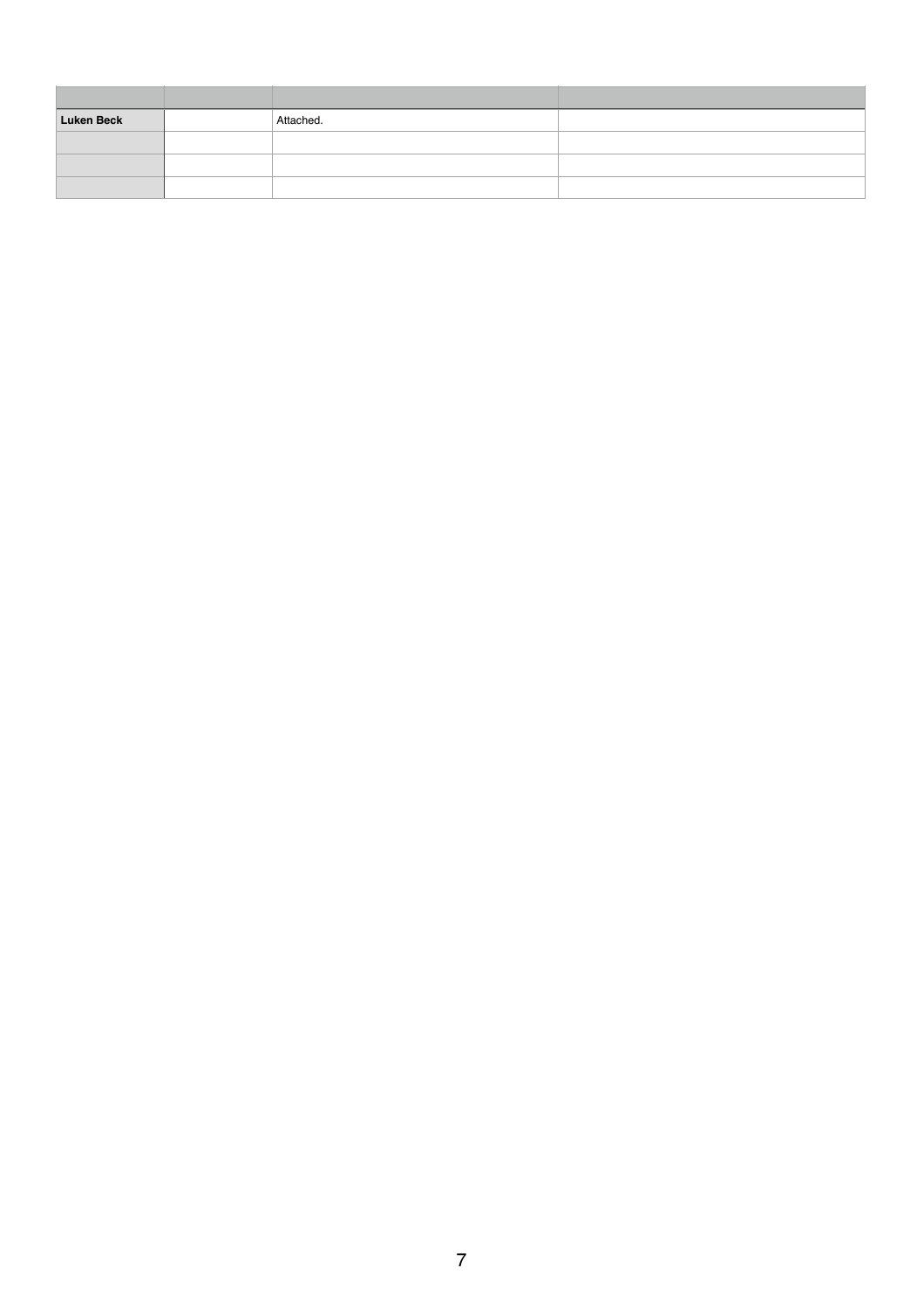| | | | |
|---|---|---|---|
| **Luken Beck** | | Attached. | |
| | | | |
| | | | |
| | | | |